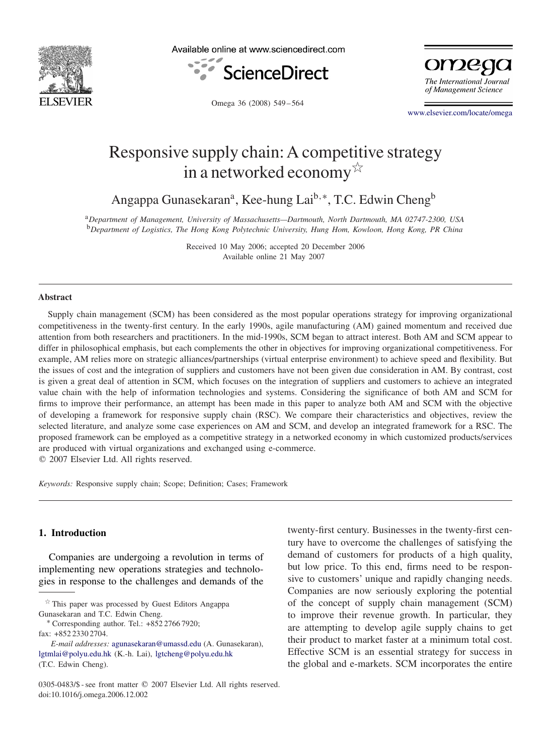# Responsive supply chain: A competitive strategy in a networked economy[☆]

Angappa Gunasekaran[a], Kee-hung Lai[b,*], T.C. Edwin Cheng[b]

[a]*Department of Management, University of Massachusetts—Dartmouth, North Dartmouth, MA 02747-2300, USA*
[b]*Department of Logistics, The Hong Kong Polytechnic University, Hung Hom, Kowloon, Hong Kong, PR China*

Received 10 May 2006; accepted 20 December 2006
Available online 21 May 2007

## Abstract

Supply chain management (SCM) has been considered as the most popular operations strategy for improving organizational competitiveness in the twenty-first century. In the early 1990s, agile manufacturing (AM) gained momentum and received due attention from both researchers and practitioners. In the mid-1990s, SCM began to attract interest. Both AM and SCM appear to differ in philosophical emphasis, but each complements the other in objectives for improving organizational competitiveness. For example, AM relies more on strategic alliances/partnerships (virtual enterprise environment) to achieve speed and flexibility. But the issues of cost and the integration of suppliers and customers have not been given due consideration in AM. By contrast, cost is given a great deal of attention in SCM, which focuses on the integration of suppliers and customers to achieve an integrated value chain with the help of information technologies and systems. Considering the significance of both AM and SCM for firms to improve their performance, an attempt has been made in this paper to analyze both AM and SCM with the objective of developing a framework for responsive supply chain (RSC). We compare their characteristics and objectives, review the selected literature, and analyze some case experiences on AM and SCM, and develop an integrated framework for a RSC. The proposed framework can be employed as a competitive strategy in a networked economy in which customized products/services are produced with virtual organizations and exchanged using e-commerce.
© 2007 Elsevier Ltd. All rights reserved.

*Keywords:* Responsive supply chain; Scope; Definition; Cases; Framework

## 1. Introduction

Companies are undergoing a revolution in terms of implementing new operations strategies and technologies in response to the challenges and demands of the twenty-first century. Businesses in the twenty-first century have to overcome the challenges of satisfying the demand of customers for products of a high quality, but low price. To this end, firms need to be responsive to customers' unique and rapidly changing needs. Companies are now seriously exploring the potential of the concept of supply chain management (SCM) to improve their revenue growth. In particular, they are attempting to develop agile supply chains to get their product to market faster at a minimum total cost. Effective SCM is an essential strategy for success in the global and e-markets. SCM incorporates the entire

[☆] This paper was processed by Guest Editors Angappa Gunasekaran and T.C. Edwin Cheng.

[*] Corresponding author. Tel.: +852 2766 7920; fax: +852 2330 2704.

*E-mail addresses:* agunasekaran@umassd.edu (A. Gunasekaran), lgtmlai@polyu.edu.hk (K.-h. Lai), lgtcheng@polyu.edu.hk (T.C. Edwin Cheng).

0305-0483/$ - see front matter © 2007 Elsevier Ltd. All rights reserved.
doi:10.1016/j.omega.2006.12.002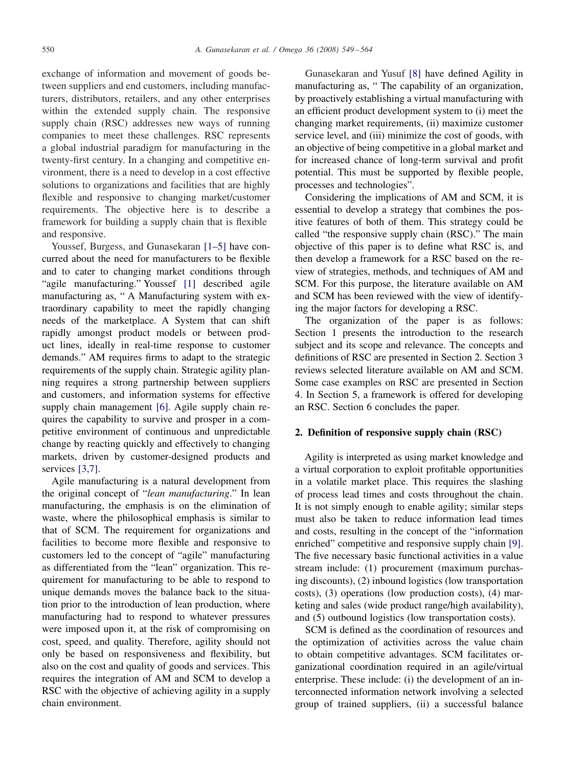exchange of information and movement of goods between suppliers and end customers, including manufacturers, distributors, retailers, and any other enterprises within the extended supply chain. The responsive supply chain (RSC) addresses new ways of running companies to meet these challenges. RSC represents a global industrial paradigm for manufacturing in the twenty-first century. In a changing and competitive environment, there is a need to develop in a cost effective solutions to organizations and facilities that are highly flexible and responsive to changing market/customer requirements. The objective here is to describe a framework for building a supply chain that is flexible and responsive.

Youssef, Burgess, and Gunasekaran [1–5] have concurred about the need for manufacturers to be flexible and to cater to changing market conditions through "agile manufacturing." Youssef [1] described agile manufacturing as, " A Manufacturing system with extraordinary capability to meet the rapidly changing needs of the marketplace. A System that can shift rapidly amongst product models or between product lines, ideally in real-time response to customer demands." AM requires firms to adapt to the strategic requirements of the supply chain. Strategic agility planning requires a strong partnership between suppliers and customers, and information systems for effective supply chain management [6]. Agile supply chain requires the capability to survive and prosper in a competitive environment of continuous and unpredictable change by reacting quickly and effectively to changing markets, driven by customer-designed products and services [3,7].

Agile manufacturing is a natural development from the original concept of "*lean manufacturing*." In lean manufacturing, the emphasis is on the elimination of waste, where the philosophical emphasis is similar to that of SCM. The requirement for organizations and facilities to become more flexible and responsive to customers led to the concept of "agile" manufacturing as differentiated from the "lean" organization. This requirement for manufacturing to be able to respond to unique demands moves the balance back to the situation prior to the introduction of lean production, where manufacturing had to respond to whatever pressures were imposed upon it, at the risk of compromising on cost, speed, and quality. Therefore, agility should not only be based on responsiveness and flexibility, but also on the cost and quality of goods and services. This requires the integration of AM and SCM to develop a RSC with the objective of achieving agility in a supply chain environment.

Gunasekaran and Yusuf [8] have defined Agility in manufacturing as, " The capability of an organization, by proactively establishing a virtual manufacturing with an efficient product development system to (i) meet the changing market requirements, (ii) maximize customer service level, and (iii) minimize the cost of goods, with an objective of being competitive in a global market and for increased chance of long-term survival and profit potential. This must be supported by flexible people, processes and technologies".

Considering the implications of AM and SCM, it is essential to develop a strategy that combines the positive features of both of them. This strategy could be called "the responsive supply chain (RSC)." The main objective of this paper is to define what RSC is, and then develop a framework for a RSC based on the review of strategies, methods, and techniques of AM and SCM. For this purpose, the literature available on AM and SCM has been reviewed with the view of identifying the major factors for developing a RSC.

The organization of the paper is as follows: Section 1 presents the introduction to the research subject and its scope and relevance. The concepts and definitions of RSC are presented in Section 2. Section 3 reviews selected literature available on AM and SCM. Some case examples on RSC are presented in Section 4. In Section 5, a framework is offered for developing an RSC. Section 6 concludes the paper.

## 2. Definition of responsive supply chain (RSC)

Agility is interpreted as using market knowledge and a virtual corporation to exploit profitable opportunities in a volatile market place. This requires the slashing of process lead times and costs throughout the chain. It is not simply enough to enable agility; similar steps must also be taken to reduce information lead times and costs, resulting in the concept of the "information enriched" competitive and responsive supply chain [9]. The five necessary basic functional activities in a value stream include: (1) procurement (maximum purchasing discounts), (2) inbound logistics (low transportation costs), (3) operations (low production costs), (4) marketing and sales (wide product range/high availability), and (5) outbound logistics (low transportation costs).

SCM is defined as the coordination of resources and the optimization of activities across the value chain to obtain competitive advantages. SCM facilitates organizational coordination required in an agile/virtual enterprise. These include: (i) the development of an interconnected information network involving a selected group of trained suppliers, (ii) a successful balance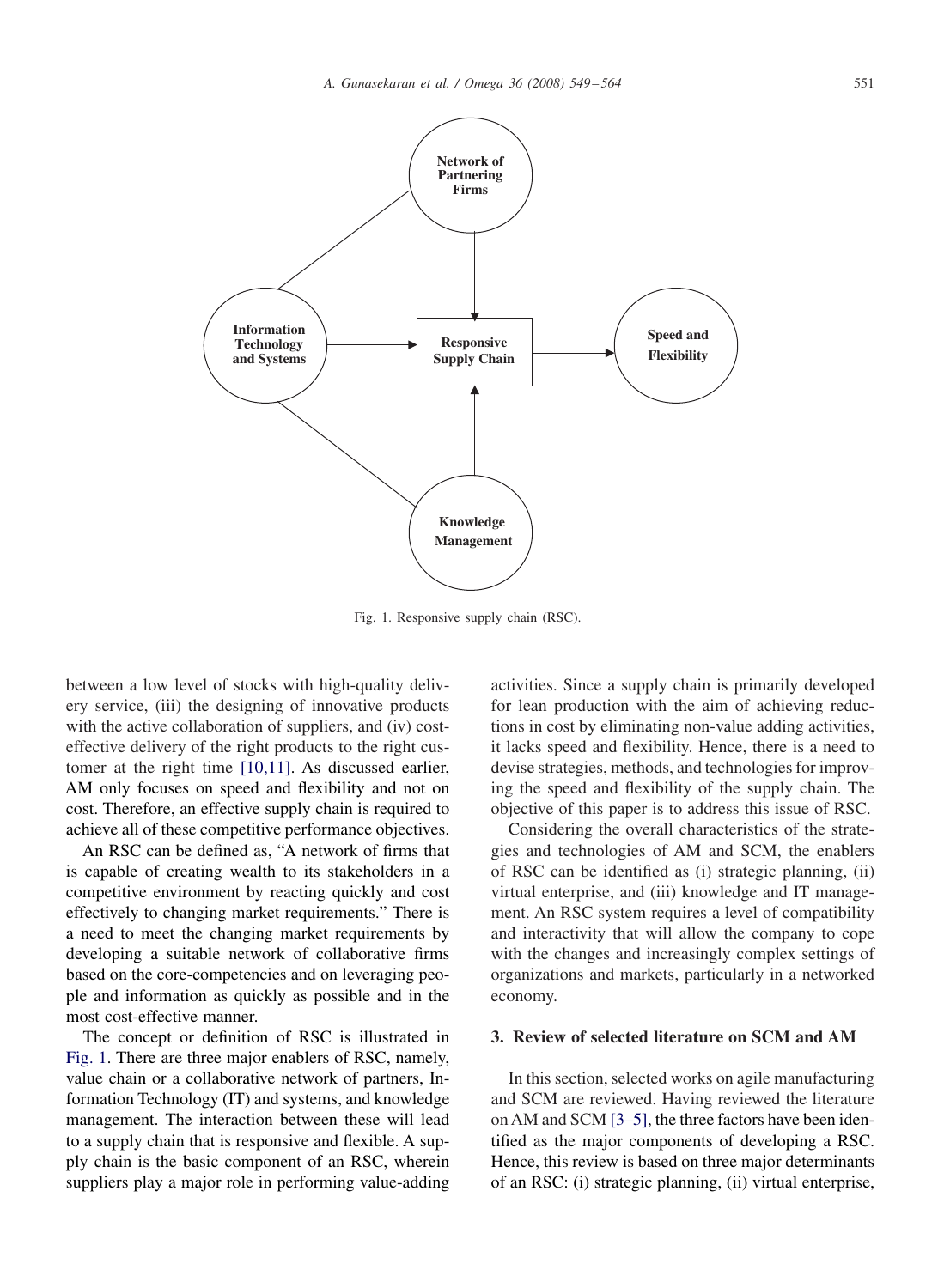Fig. 1. Responsive supply chain (RSC).

between a low level of stocks with high-quality delivery service, (iii) the designing of innovative products with the active collaboration of suppliers, and (iv) cost-effective delivery of the right products to the right customer at the right time [10,11]. As discussed earlier, AM only focuses on speed and flexibility and not on cost. Therefore, an effective supply chain is required to achieve all of these competitive performance objectives.

An RSC can be defined as, "A network of firms that is capable of creating wealth to its stakeholders in a competitive environment by reacting quickly and cost effectively to changing market requirements." There is a need to meet the changing market requirements by developing a suitable network of collaborative firms based on the core-competencies and on leveraging people and information as quickly as possible and in the most cost-effective manner.

The concept or definition of RSC is illustrated in Fig. 1. There are three major enablers of RSC, namely, value chain or a collaborative network of partners, Information Technology (IT) and systems, and knowledge management. The interaction between these will lead to a supply chain that is responsive and flexible. A supply chain is the basic component of an RSC, wherein suppliers play a major role in performing value-adding activities. Since a supply chain is primarily developed for lean production with the aim of achieving reductions in cost by eliminating non-value adding activities, it lacks speed and flexibility. Hence, there is a need to devise strategies, methods, and technologies for improving the speed and flexibility of the supply chain. The objective of this paper is to address this issue of RSC.

Considering the overall characteristics of the strategies and technologies of AM and SCM, the enablers of RSC can be identified as (i) strategic planning, (ii) virtual enterprise, and (iii) knowledge and IT management. An RSC system requires a level of compatibility and interactivity that will allow the company to cope with the changes and increasingly complex settings of organizations and markets, particularly in a networked economy.

## 3. Review of selected literature on SCM and AM

In this section, selected works on agile manufacturing and SCM are reviewed. Having reviewed the literature on AM and SCM [3–5], the three factors have been identified as the major components of developing a RSC. Hence, this review is based on three major determinants of an RSC: (i) strategic planning, (ii) virtual enterprise,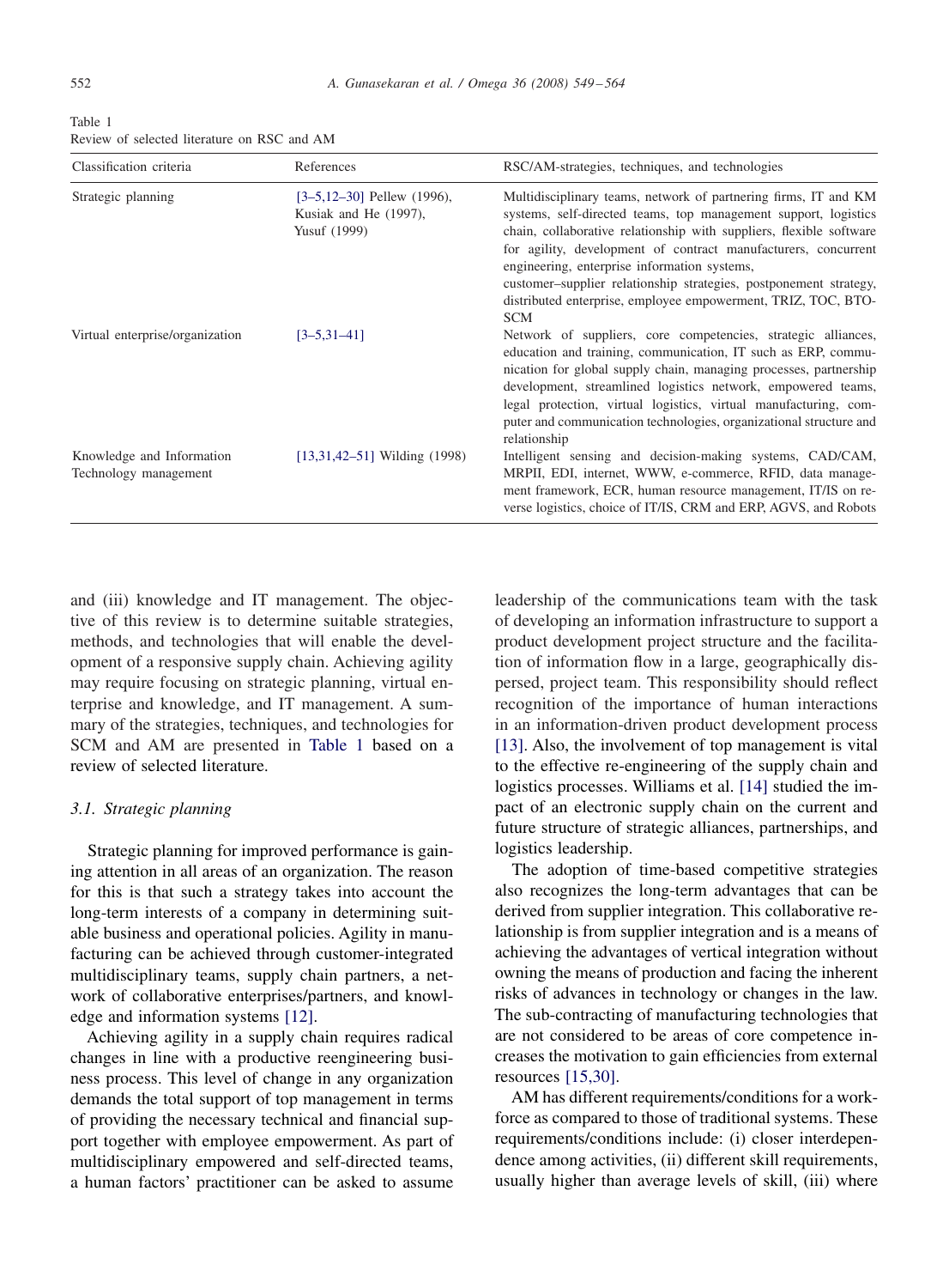Table 1
Review of selected literature on RSC and AM

| Classification criteria | References | RSC/AM-strategies, techniques, and technologies |
|---|---|---|
| Strategic planning | [3–5,12–30] Pellew (1996), Kusiak and He (1997), Yusuf (1999) | Multidisciplinary teams, network of partnering firms, IT and KM systems, self-directed teams, top management support, logistics chain, collaborative relationship with suppliers, flexible software for agility, development of contract manufacturers, concurrent engineering, enterprise information systems, customer–supplier relationship strategies, postponement strategy, distributed enterprise, employee empowerment, TRIZ, TOC, BTO-SCM |
| Virtual enterprise/organization | [3–5,31–41] | Network of suppliers, core competencies, strategic alliances, education and training, communication, IT such as ERP, communication for global supply chain, managing processes, partnership development, streamlined logistics network, empowered teams, legal protection, virtual logistics, virtual manufacturing, computer and communication technologies, organizational structure and relationship |
| Knowledge and Information Technology management | [13,31,42–51] Wilding (1998) | Intelligent sensing and decision-making systems, CAD/CAM, MRPII, EDI, internet, WWW, e-commerce, RFID, data management framework, ECR, human resource management, IT/IS on reverse logistics, choice of IT/IS, CRM and ERP, AGVS, and Robots |

and (iii) knowledge and IT management. The objective of this review is to determine suitable strategies, methods, and technologies that will enable the development of a responsive supply chain. Achieving agility may require focusing on strategic planning, virtual enterprise and knowledge, and IT management. A summary of the strategies, techniques, and technologies for SCM and AM are presented in Table 1 based on a review of selected literature.

### 3.1. Strategic planning

Strategic planning for improved performance is gaining attention in all areas of an organization. The reason for this is that such a strategy takes into account the long-term interests of a company in determining suitable business and operational policies. Agility in manufacturing can be achieved through customer-integrated multidisciplinary teams, supply chain partners, a network of collaborative enterprises/partners, and knowledge and information systems [12].

Achieving agility in a supply chain requires radical changes in line with a productive reengineering business process. This level of change in any organization demands the total support of top management in terms of providing the necessary technical and financial support together with employee empowerment. As part of multidisciplinary empowered and self-directed teams, a human factors' practitioner can be asked to assume leadership of the communications team with the task of developing an information infrastructure to support a product development project structure and the facilitation of information flow in a large, geographically dispersed, project team. This responsibility should reflect recognition of the importance of human interactions in an information-driven product development process [13]. Also, the involvement of top management is vital to the effective re-engineering of the supply chain and logistics processes. Williams et al. [14] studied the impact of an electronic supply chain on the current and future structure of strategic alliances, partnerships, and logistics leadership.

The adoption of time-based competitive strategies also recognizes the long-term advantages that can be derived from supplier integration. This collaborative relationship is from supplier integration and is a means of achieving the advantages of vertical integration without owning the means of production and facing the inherent risks of advances in technology or changes in the law. The sub-contracting of manufacturing technologies that are not considered to be areas of core competence increases the motivation to gain efficiencies from external resources [15,30].

AM has different requirements/conditions for a workforce as compared to those of traditional systems. These requirements/conditions include: (i) closer interdependence among activities, (ii) different skill requirements, usually higher than average levels of skill, (iii) where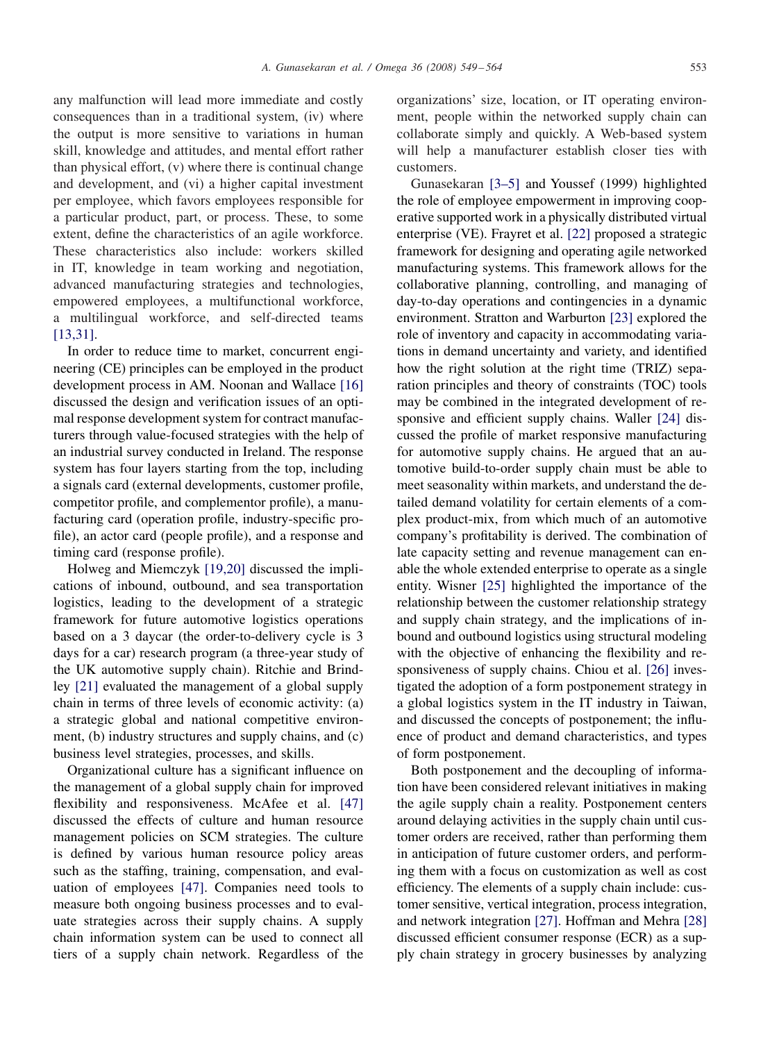any malfunction will lead more immediate and costly consequences than in a traditional system, (iv) where the output is more sensitive to variations in human skill, knowledge and attitudes, and mental effort rather than physical effort, (v) where there is continual change and development, and (vi) a higher capital investment per employee, which favors employees responsible for a particular product, part, or process. These, to some extent, define the characteristics of an agile workforce. These characteristics also include: workers skilled in IT, knowledge in team working and negotiation, advanced manufacturing strategies and technologies, empowered employees, a multifunctional workforce, a multilingual workforce, and self-directed teams [13,31].

In order to reduce time to market, concurrent engineering (CE) principles can be employed in the product development process in AM. Noonan and Wallace [16] discussed the design and verification issues of an optimal response development system for contract manufacturers through value-focused strategies with the help of an industrial survey conducted in Ireland. The response system has four layers starting from the top, including a signals card (external developments, customer profile, competitor profile, and complementor profile), a manufacturing card (operation profile, industry-specific profile), an actor card (people profile), and a response and timing card (response profile).

Holweg and Miemczyk [19,20] discussed the implications of inbound, outbound, and sea transportation logistics, leading to the development of a strategic framework for future automotive logistics operations based on a 3 daycar (the order-to-delivery cycle is 3 days for a car) research program (a three-year study of the UK automotive supply chain). Ritchie and Brindley [21] evaluated the management of a global supply chain in terms of three levels of economic activity: (a) a strategic global and national competitive environment, (b) industry structures and supply chains, and (c) business level strategies, processes, and skills.

Organizational culture has a significant influence on the management of a global supply chain for improved flexibility and responsiveness. McAfee et al. [47] discussed the effects of culture and human resource management policies on SCM strategies. The culture is defined by various human resource policy areas such as the staffing, training, compensation, and evaluation of employees [47]. Companies need tools to measure both ongoing business processes and to evaluate strategies across their supply chains. A supply chain information system can be used to connect all tiers of a supply chain network. Regardless of the organizations' size, location, or IT operating environment, people within the networked supply chain can collaborate simply and quickly. A Web-based system will help a manufacturer establish closer ties with customers.

Gunasekaran [3–5] and Youssef (1999) highlighted the role of employee empowerment in improving cooperative supported work in a physically distributed virtual enterprise (VE). Frayret et al. [22] proposed a strategic framework for designing and operating agile networked manufacturing systems. This framework allows for the collaborative planning, controlling, and managing of day-to-day operations and contingencies in a dynamic environment. Stratton and Warburton [23] explored the role of inventory and capacity in accommodating variations in demand uncertainty and variety, and identified how the right solution at the right time (TRIZ) separation principles and theory of constraints (TOC) tools may be combined in the integrated development of responsive and efficient supply chains. Waller [24] discussed the profile of market responsive manufacturing for automotive supply chains. He argued that an automotive build-to-order supply chain must be able to meet seasonality within markets, and understand the detailed demand volatility for certain elements of a complex product-mix, from which much of an automotive company's profitability is derived. The combination of late capacity setting and revenue management can enable the whole extended enterprise to operate as a single entity. Wisner [25] highlighted the importance of the relationship between the customer relationship strategy and supply chain strategy, and the implications of inbound and outbound logistics using structural modeling with the objective of enhancing the flexibility and responsiveness of supply chains. Chiou et al. [26] investigated the adoption of a form postponement strategy in a global logistics system in the IT industry in Taiwan, and discussed the concepts of postponement; the influence of product and demand characteristics, and types of form postponement.

Both postponement and the decoupling of information have been considered relevant initiatives in making the agile supply chain a reality. Postponement centers around delaying activities in the supply chain until customer orders are received, rather than performing them in anticipation of future customer orders, and performing them with a focus on customization as well as cost efficiency. The elements of a supply chain include: customer sensitive, vertical integration, process integration, and network integration [27]. Hoffman and Mehra [28] discussed efficient consumer response (ECR) as a supply chain strategy in grocery businesses by analyzing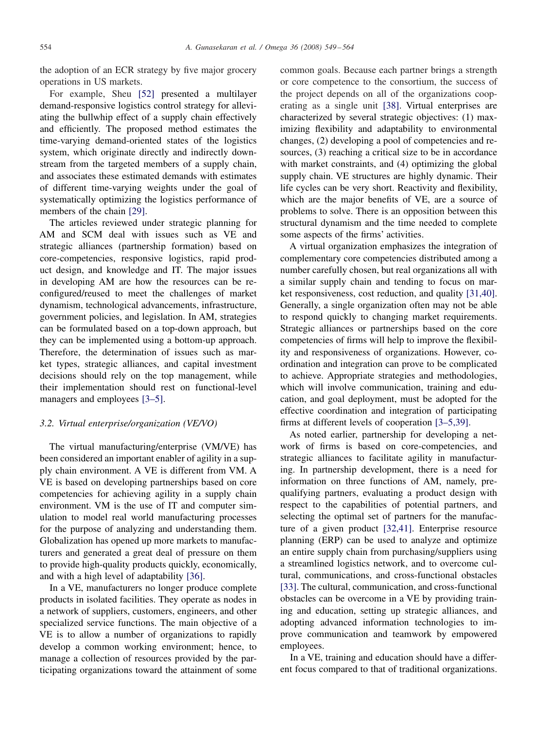the adoption of an ECR strategy by five major grocery operations in US markets.

For example, Sheu [52] presented a multilayer demand-responsive logistics control strategy for alleviating the bullwhip effect of a supply chain effectively and efficiently. The proposed method estimates the time-varying demand-oriented states of the logistics system, which originate directly and indirectly downstream from the targeted members of a supply chain, and associates these estimated demands with estimates of different time-varying weights under the goal of systematically optimizing the logistics performance of members of the chain [29].

The articles reviewed under strategic planning for AM and SCM deal with issues such as VE and strategic alliances (partnership formation) based on core-competencies, responsive logistics, rapid product design, and knowledge and IT. The major issues in developing AM are how the resources can be reconfigured/reused to meet the challenges of market dynamism, technological advancements, infrastructure, government policies, and legislation. In AM, strategies can be formulated based on a top-down approach, but they can be implemented using a bottom-up approach. Therefore, the determination of issues such as market types, strategic alliances, and capital investment decisions should rely on the top management, while their implementation should rest on functional-level managers and employees [3–5].

### 3.2. Virtual enterprise/organization (VE/VO)

The virtual manufacturing/enterprise (VM/VE) has been considered an important enabler of agility in a supply chain environment. A VE is different from VM. A VE is based on developing partnerships based on core competencies for achieving agility in a supply chain environment. VM is the use of IT and computer simulation to model real world manufacturing processes for the purpose of analyzing and understanding them. Globalization has opened up more markets to manufacturers and generated a great deal of pressure on them to provide high-quality products quickly, economically, and with a high level of adaptability [36].

In a VE, manufacturers no longer produce complete products in isolated facilities. They operate as nodes in a network of suppliers, customers, engineers, and other specialized service functions. The main objective of a VE is to allow a number of organizations to rapidly develop a common working environment; hence, to manage a collection of resources provided by the participating organizations toward the attainment of some common goals. Because each partner brings a strength or core competence to the consortium, the success of the project depends on all of the organizations cooperating as a single unit [38]. Virtual enterprises are characterized by several strategic objectives: (1) maximizing flexibility and adaptability to environmental changes, (2) developing a pool of competencies and resources, (3) reaching a critical size to be in accordance with market constraints, and (4) optimizing the global supply chain. VE structures are highly dynamic. Their life cycles can be very short. Reactivity and flexibility, which are the major benefits of VE, are a source of problems to solve. There is an opposition between this structural dynamism and the time needed to complete some aspects of the firms' activities.

A virtual organization emphasizes the integration of complementary core competencies distributed among a number carefully chosen, but real organizations all with a similar supply chain and tending to focus on market responsiveness, cost reduction, and quality [31,40]. Generally, a single organization often may not be able to respond quickly to changing market requirements. Strategic alliances or partnerships based on the core competencies of firms will help to improve the flexibility and responsiveness of organizations. However, coordination and integration can prove to be complicated to achieve. Appropriate strategies and methodologies, which will involve communication, training and education, and goal deployment, must be adopted for the effective coordination and integration of participating firms at different levels of cooperation [3–5,39].

As noted earlier, partnership for developing a network of firms is based on core-competencies, and strategic alliances to facilitate agility in manufacturing. In partnership development, there is a need for information on three functions of AM, namely, prequalifying partners, evaluating a product design with respect to the capabilities of potential partners, and selecting the optimal set of partners for the manufacture of a given product [32,41]. Enterprise resource planning (ERP) can be used to analyze and optimize an entire supply chain from purchasing/suppliers using a streamlined logistics network, and to overcome cultural, communications, and cross-functional obstacles [33]. The cultural, communication, and cross-functional obstacles can be overcome in a VE by providing training and education, setting up strategic alliances, and adopting advanced information technologies to improve communication and teamwork by empowered employees.

In a VE, training and education should have a different focus compared to that of traditional organizations.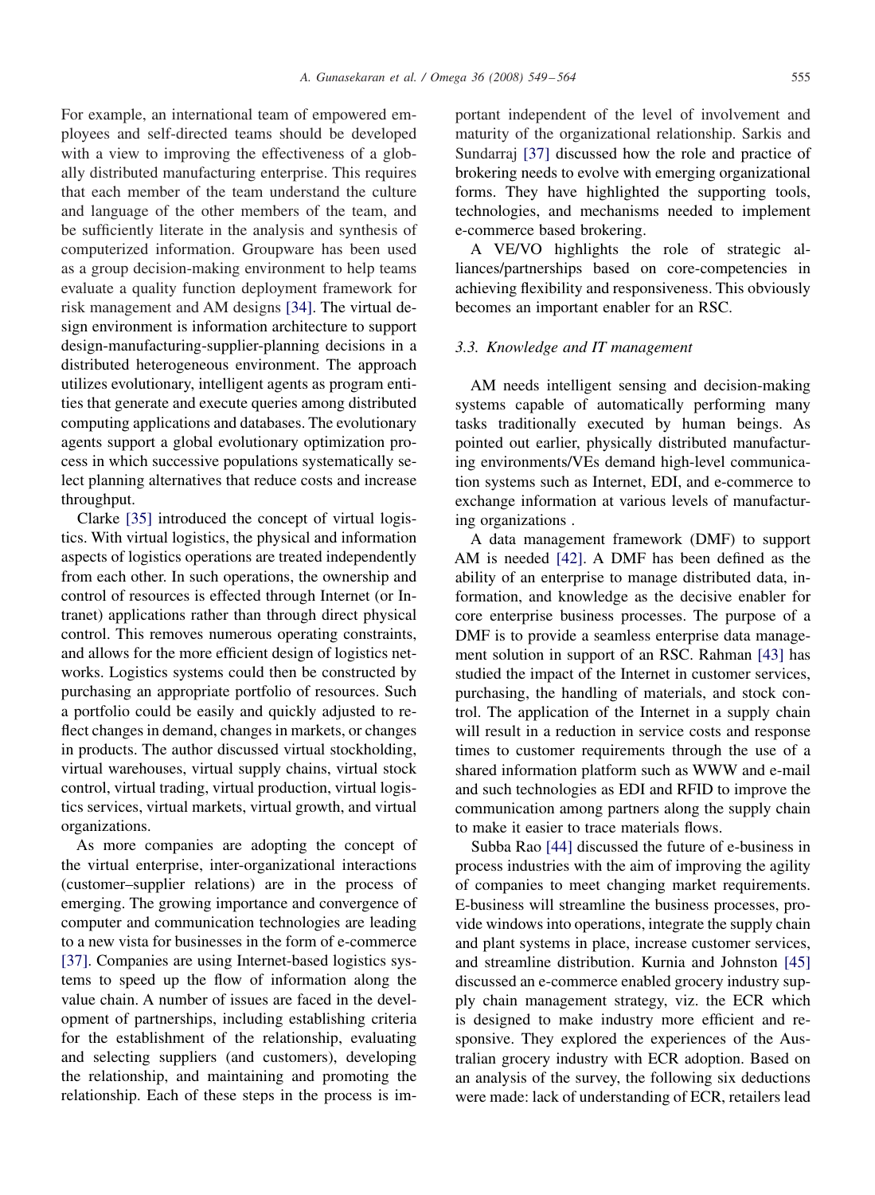For example, an international team of empowered employees and self-directed teams should be developed with a view to improving the effectiveness of a globally distributed manufacturing enterprise. This requires that each member of the team understand the culture and language of the other members of the team, and be sufficiently literate in the analysis and synthesis of computerized information. Groupware has been used as a group decision-making environment to help teams evaluate a quality function deployment framework for risk management and AM designs [34]. The virtual design environment is information architecture to support design-manufacturing-supplier-planning decisions in a distributed heterogeneous environment. The approach utilizes evolutionary, intelligent agents as program entities that generate and execute queries among distributed computing applications and databases. The evolutionary agents support a global evolutionary optimization process in which successive populations systematically select planning alternatives that reduce costs and increase throughput.

Clarke [35] introduced the concept of virtual logistics. With virtual logistics, the physical and information aspects of logistics operations are treated independently from each other. In such operations, the ownership and control of resources is effected through Internet (or Intranet) applications rather than through direct physical control. This removes numerous operating constraints, and allows for the more efficient design of logistics networks. Logistics systems could then be constructed by purchasing an appropriate portfolio of resources. Such a portfolio could be easily and quickly adjusted to reflect changes in demand, changes in markets, or changes in products. The author discussed virtual stockholding, virtual warehouses, virtual supply chains, virtual stock control, virtual trading, virtual production, virtual logistics services, virtual markets, virtual growth, and virtual organizations.

As more companies are adopting the concept of the virtual enterprise, inter-organizational interactions (customer–supplier relations) are in the process of emerging. The growing importance and convergence of computer and communication technologies are leading to a new vista for businesses in the form of e-commerce [37]. Companies are using Internet-based logistics systems to speed up the flow of information along the value chain. A number of issues are faced in the development of partnerships, including establishing criteria for the establishment of the relationship, evaluating and selecting suppliers (and customers), developing the relationship, and maintaining and promoting the relationship. Each of these steps in the process is important independent of the level of involvement and maturity of the organizational relationship. Sarkis and Sundarraj [37] discussed how the role and practice of brokering needs to evolve with emerging organizational forms. They have highlighted the supporting tools, technologies, and mechanisms needed to implement e-commerce based brokering.

A VE/VO highlights the role of strategic alliances/partnerships based on core-competencies in achieving flexibility and responsiveness. This obviously becomes an important enabler for an RSC.

### 3.3. Knowledge and IT management

AM needs intelligent sensing and decision-making systems capable of automatically performing many tasks traditionally executed by human beings. As pointed out earlier, physically distributed manufacturing environments/VEs demand high-level communication systems such as Internet, EDI, and e-commerce to exchange information at various levels of manufacturing organizations .

A data management framework (DMF) to support AM is needed [42]. A DMF has been defined as the ability of an enterprise to manage distributed data, information, and knowledge as the decisive enabler for core enterprise business processes. The purpose of a DMF is to provide a seamless enterprise data management solution in support of an RSC. Rahman [43] has studied the impact of the Internet in customer services, purchasing, the handling of materials, and stock control. The application of the Internet in a supply chain will result in a reduction in service costs and response times to customer requirements through the use of a shared information platform such as WWW and e-mail and such technologies as EDI and RFID to improve the communication among partners along the supply chain to make it easier to trace materials flows.

Subba Rao [44] discussed the future of e-business in process industries with the aim of improving the agility of companies to meet changing market requirements. E-business will streamline the business processes, provide windows into operations, integrate the supply chain and plant systems in place, increase customer services, and streamline distribution. Kurnia and Johnston [45] discussed an e-commerce enabled grocery industry supply chain management strategy, viz. the ECR which is designed to make industry more efficient and responsive. They explored the experiences of the Australian grocery industry with ECR adoption. Based on an analysis of the survey, the following six deductions were made: lack of understanding of ECR, retailers lead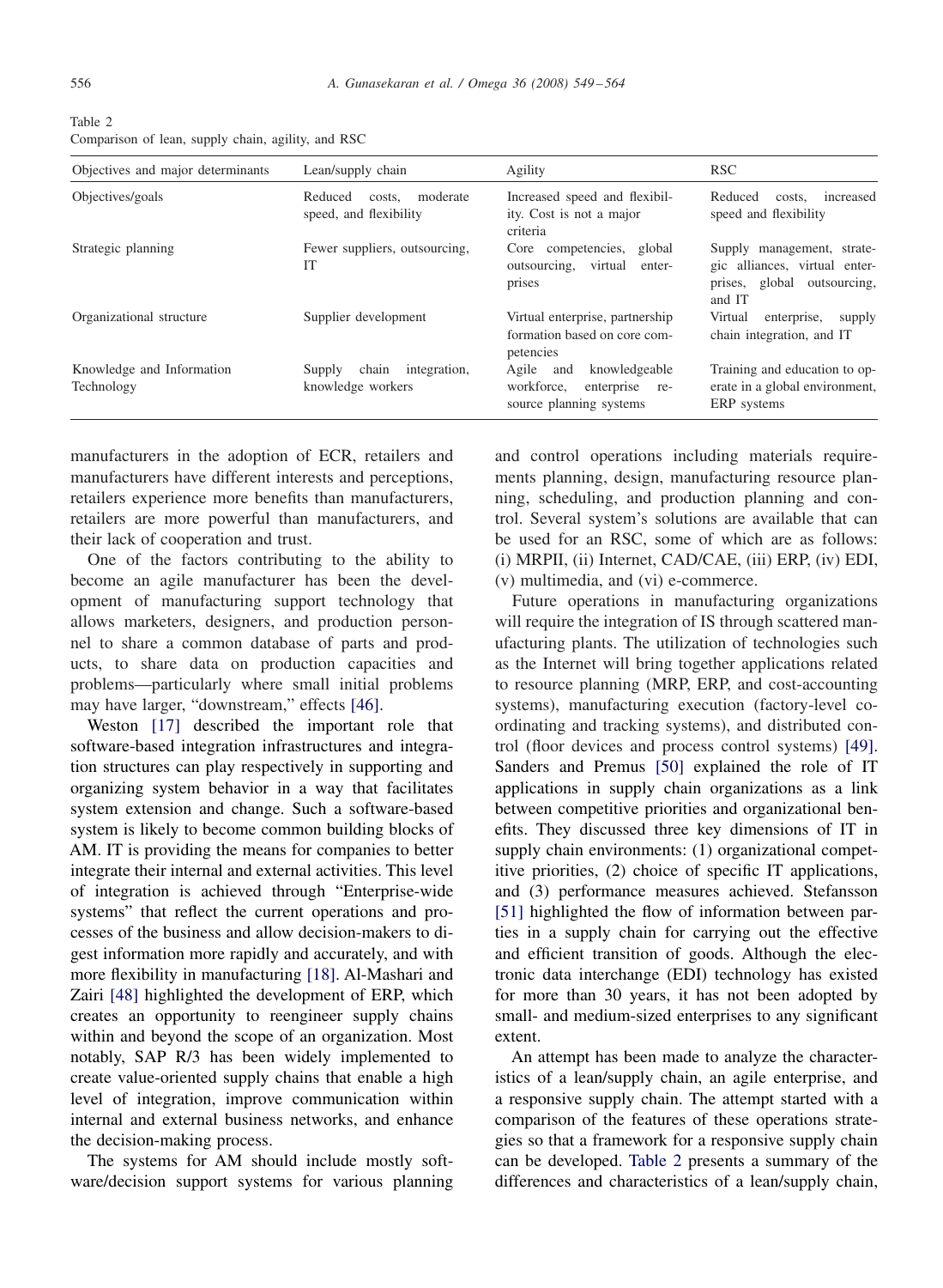Table 2
Comparison of lean, supply chain, agility, and RSC

| Objectives and major determinants | Lean/supply chain | Agility | RSC |
|---|---|---|---|
| Objectives/goals | Reduced costs, moderate speed, and flexibility | Increased speed and flexibility. Cost is not a major criteria | Reduced costs, increased speed and flexibility |
| Strategic planning | Fewer suppliers, outsourcing, IT | Core competencies, global outsourcing, virtual enterprises | Supply management, strategic alliances, virtual enterprises, global outsourcing, and IT |
| Organizational structure | Supplier development | Virtual enterprise, partnership formation based on core competencies | Virtual enterprise, supply chain integration, and IT |
| Knowledge and Information Technology | Supply chain integration, knowledge workers | Agile and knowledgeable workforce, enterprise resource planning systems | Training and education to operate in a global environment, ERP systems |

manufacturers in the adoption of ECR, retailers and manufacturers have different interests and perceptions, retailers experience more benefits than manufacturers, retailers are more powerful than manufacturers, and their lack of cooperation and trust.

One of the factors contributing to the ability to become an agile manufacturer has been the development of manufacturing support technology that allows marketers, designers, and production personnel to share a common database of parts and products, to share data on production capacities and problems—particularly where small initial problems may have larger, "downstream," effects [46].

Weston [17] described the important role that software-based integration infrastructures and integration structures can play respectively in supporting and organizing system behavior in a way that facilitates system extension and change. Such a software-based system is likely to become common building blocks of AM. IT is providing the means for companies to better integrate their internal and external activities. This level of integration is achieved through "Enterprise-wide systems" that reflect the current operations and processes of the business and allow decision-makers to digest information more rapidly and accurately, and with more flexibility in manufacturing [18]. Al-Mashari and Zairi [48] highlighted the development of ERP, which creates an opportunity to reengineer supply chains within and beyond the scope of an organization. Most notably, SAP R/3 has been widely implemented to create value-oriented supply chains that enable a high level of integration, improve communication within internal and external business networks, and enhance the decision-making process.

The systems for AM should include mostly software/decision support systems for various planning and control operations including materials requirements planning, design, manufacturing resource planning, scheduling, and production planning and control. Several system's solutions are available that can be used for an RSC, some of which are as follows: (i) MRPII, (ii) Internet, CAD/CAE, (iii) ERP, (iv) EDI, (v) multimedia, and (vi) e-commerce.

Future operations in manufacturing organizations will require the integration of IS through scattered manufacturing plants. The utilization of technologies such as the Internet will bring together applications related to resource planning (MRP, ERP, and cost-accounting systems), manufacturing execution (factory-level coordinating and tracking systems), and distributed control (floor devices and process control systems) [49]. Sanders and Premus [50] explained the role of IT applications in supply chain organizations as a link between competitive priorities and organizational benefits. They discussed three key dimensions of IT in supply chain environments: (1) organizational competitive priorities, (2) choice of specific IT applications, and (3) performance measures achieved. Stefansson [51] highlighted the flow of information between parties in a supply chain for carrying out the effective and efficient transition of goods. Although the electronic data interchange (EDI) technology has existed for more than 30 years, it has not been adopted by small- and medium-sized enterprises to any significant extent.

An attempt has been made to analyze the characteristics of a lean/supply chain, an agile enterprise, and a responsive supply chain. The attempt started with a comparison of the features of these operations strategies so that a framework for a responsive supply chain can be developed. Table 2 presents a summary of the differences and characteristics of a lean/supply chain,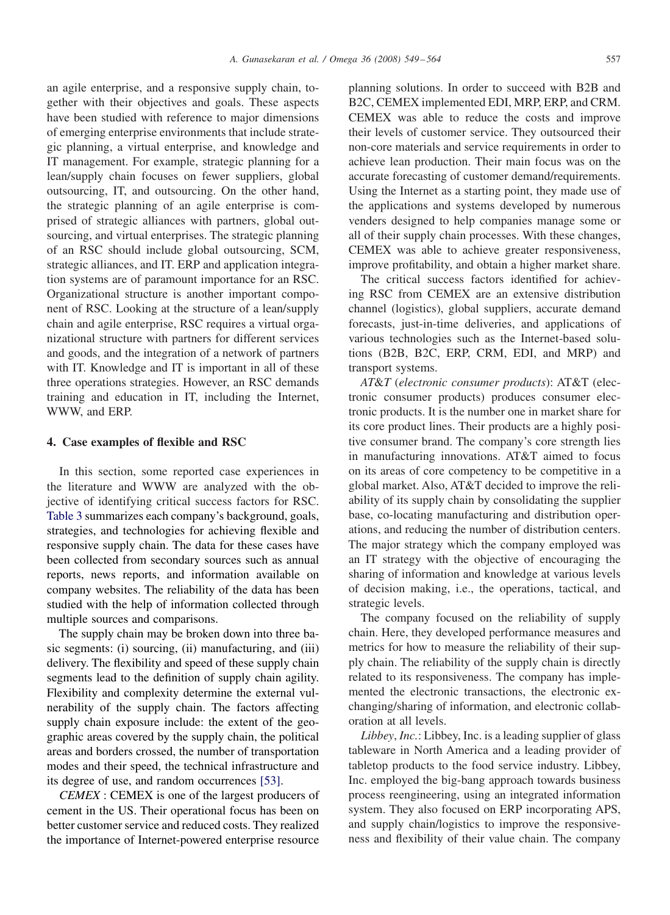an agile enterprise, and a responsive supply chain, together with their objectives and goals. These aspects have been studied with reference to major dimensions of emerging enterprise environments that include strategic planning, a virtual enterprise, and knowledge and IT management. For example, strategic planning for a lean/supply chain focuses on fewer suppliers, global outsourcing, IT, and outsourcing. On the other hand, the strategic planning of an agile enterprise is comprised of strategic alliances with partners, global outsourcing, and virtual enterprises. The strategic planning of an RSC should include global outsourcing, SCM, strategic alliances, and IT. ERP and application integration systems are of paramount importance for an RSC. Organizational structure is another important component of RSC. Looking at the structure of a lean/supply chain and agile enterprise, RSC requires a virtual organizational structure with partners for different services and goods, and the integration of a network of partners with IT. Knowledge and IT is important in all of these three operations strategies. However, an RSC demands training and education in IT, including the Internet, WWW, and ERP.

## 4. Case examples of flexible and RSC

In this section, some reported case experiences in the literature and WWW are analyzed with the objective of identifying critical success factors for RSC. Table 3 summarizes each company's background, goals, strategies, and technologies for achieving flexible and responsive supply chain. The data for these cases have been collected from secondary sources such as annual reports, news reports, and information available on company websites. The reliability of the data has been studied with the help of information collected through multiple sources and comparisons.

The supply chain may be broken down into three basic segments: (i) sourcing, (ii) manufacturing, and (iii) delivery. The flexibility and speed of these supply chain segments lead to the definition of supply chain agility. Flexibility and complexity determine the external vulnerability of the supply chain. The factors affecting supply chain exposure include: the extent of the geographic areas covered by the supply chain, the political areas and borders crossed, the number of transportation modes and their speed, the technical infrastructure and its degree of use, and random occurrences [53].

*CEMEX* : CEMEX is one of the largest producers of cement in the US. Their operational focus has been on better customer service and reduced costs. They realized the importance of Internet-powered enterprise resource planning solutions. In order to succeed with B2B and B2C, CEMEX implemented EDI, MRP, ERP, and CRM. CEMEX was able to reduce the costs and improve their levels of customer service. They outsourced their non-core materials and service requirements in order to achieve lean production. Their main focus was on the accurate forecasting of customer demand/requirements. Using the Internet as a starting point, they made use of the applications and systems developed by numerous venders designed to help companies manage some or all of their supply chain processes. With these changes, CEMEX was able to achieve greater responsiveness, improve profitability, and obtain a higher market share.

The critical success factors identified for achieving RSC from CEMEX are an extensive distribution channel (logistics), global suppliers, accurate demand forecasts, just-in-time deliveries, and applications of various technologies such as the Internet-based solutions (B2B, B2C, ERP, CRM, EDI, and MRP) and transport systems.

*AT&T* (*electronic consumer products*): AT&T (electronic consumer products) produces consumer electronic products. It is the number one in market share for its core product lines. Their products are a highly positive consumer brand. The company's core strength lies in manufacturing innovations. AT&T aimed to focus on its areas of core competency to be competitive in a global market. Also, AT&T decided to improve the reliability of its supply chain by consolidating the supplier base, co-locating manufacturing and distribution operations, and reducing the number of distribution centers. The major strategy which the company employed was an IT strategy with the objective of encouraging the sharing of information and knowledge at various levels of decision making, i.e., the operations, tactical, and strategic levels.

The company focused on the reliability of supply chain. Here, they developed performance measures and metrics for how to measure the reliability of their supply chain. The reliability of the supply chain is directly related to its responsiveness. The company has implemented the electronic transactions, the electronic exchanging/sharing of information, and electronic collaboration at all levels.

*Libbey*, *Inc.*: Libbey, Inc. is a leading supplier of glass tableware in North America and a leading provider of tabletop products to the food service industry. Libbey, Inc. employed the big-bang approach towards business process reengineering, using an integrated information system. They also focused on ERP incorporating APS, and supply chain/logistics to improve the responsiveness and flexibility of their value chain. The company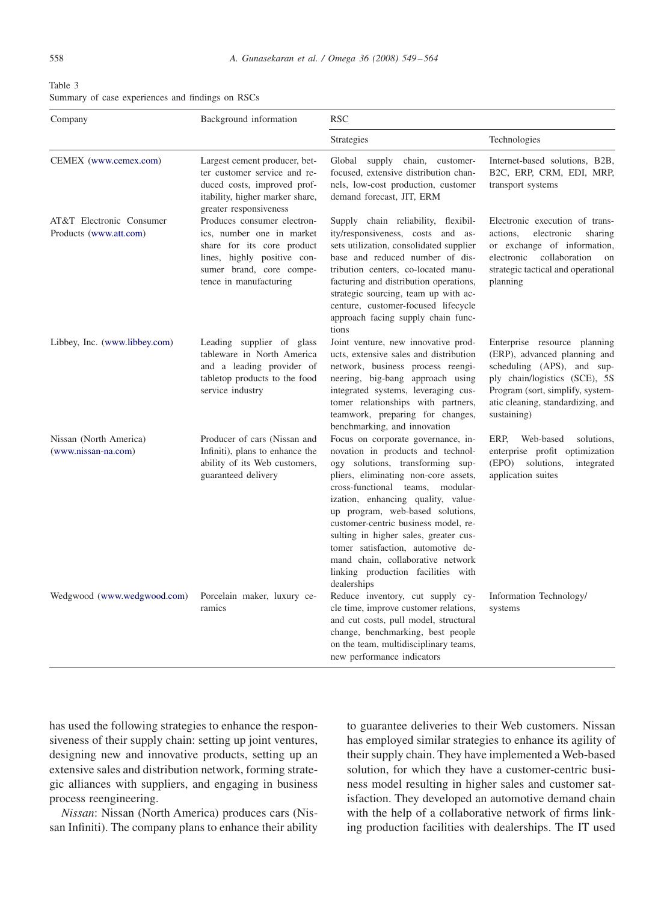Table 3
Summary of case experiences and findings on RSCs

| Company | Background information | RSC | |
|---|---|---|---|
| | | Strategies | Technologies |
| CEMEX (www.cemex.com) | Largest cement producer, better customer service and reduced costs, improved profitability, higher marker share, greater responsiveness | Global supply chain, customer-focused, extensive distribution channels, low-cost production, customer demand forecast, JIT, ERM | Internet-based solutions, B2B, B2C, ERP, CRM, EDI, MRP, transport systems |
| AT&T Electronic Consumer Products (www.att.com) | Produces consumer electronics, number one in market share for its core product lines, highly positive consumer brand, core competence in manufacturing | Supply chain reliability, flexibility/responsiveness, costs and assets utilization, consolidated supplier base and reduced number of distribution centers, co-located manufacturing and distribution operations, strategic sourcing, team up with accenture, customer-focused lifecycle approach facing supply chain functions | Electronic execution of transactions, electronic sharing or exchange of information, electronic collaboration on strategic tactical and operational planning |
| Libbey, Inc. (www.libbey.com) | Leading supplier of glass tableware in North America and a leading provider of tabletop products to the food service industry | Joint venture, new innovative products, extensive sales and distribution network, business process reengineering, big-bang approach using integrated systems, leveraging customer relationships with partners, teamwork, preparing for changes, benchmarking, and innovation | Enterprise resource planning (ERP), advanced planning and scheduling (APS), and supply chain/logistics (SCE), 5S Program (sort, simplify, systematic cleaning, standardizing, and sustaining) |
| Nissan (North America) (www.nissan-na.com) | Producer of cars (Nissan and Infiniti), plans to enhance the ability of its Web customers, guaranteed delivery | Focus on corporate governance, innovation in products and technology solutions, transforming suppliers, eliminating non-core assets, cross-functional teams, modularization, enhancing quality, value-up program, web-based solutions, customer-centric business model, resulting in higher sales, greater customer satisfaction, automotive demand chain, collaborative network linking production facilities with dealerships | ERP, Web-based solutions, enterprise profit optimization (EPO) solutions, integrated application suites |
| Wedgwood (www.wedgwood.com) | Porcelain maker, luxury ceramics | Reduce inventory, cut supply cycle time, improve customer relations, and cut costs, pull model, structural change, benchmarking, best people on the team, multidisciplinary teams, new performance indicators | Information Technology/ systems |

has used the following strategies to enhance the responsiveness of their supply chain: setting up joint ventures, designing new and innovative products, setting up an extensive sales and distribution network, forming strategic alliances with suppliers, and engaging in business process reengineering.

*Nissan*: Nissan (North America) produces cars (Nissan Infiniti). The company plans to enhance their ability to guarantee deliveries to their Web customers. Nissan has employed similar strategies to enhance its agility of their supply chain. They have implemented a Web-based solution, for which they have a customer-centric business model resulting in higher sales and customer satisfaction. They developed an automotive demand chain with the help of a collaborative network of firms linking production facilities with dealerships. The IT used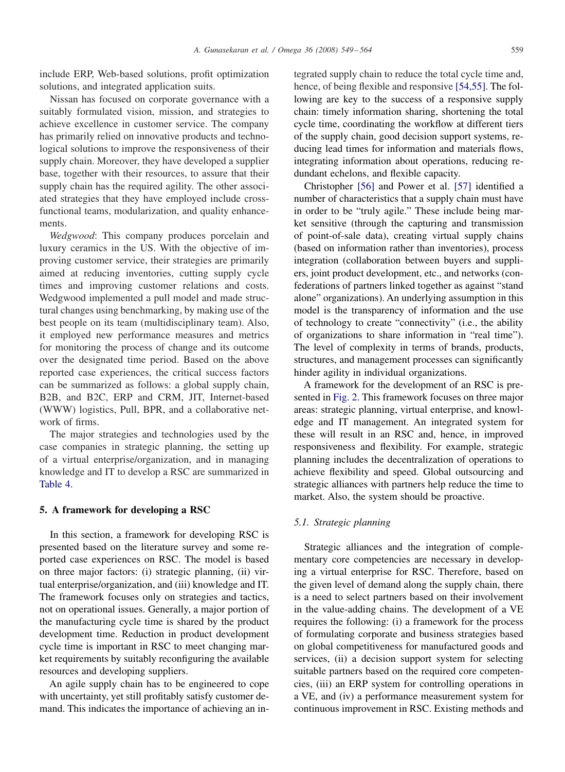include ERP, Web-based solutions, profit optimization solutions, and integrated application suits.

Nissan has focused on corporate governance with a suitably formulated vision, mission, and strategies to achieve excellence in customer service. The company has primarily relied on innovative products and technological solutions to improve the responsiveness of their supply chain. Moreover, they have developed a supplier base, together with their resources, to assure that their supply chain has the required agility. The other associated strategies that they have employed include cross-functional teams, modularization, and quality enhancements.

*Wedgwood*: This company produces porcelain and luxury ceramics in the US. With the objective of improving customer service, their strategies are primarily aimed at reducing inventories, cutting supply cycle times and improving customer relations and costs. Wedgwood implemented a pull model and made structural changes using benchmarking, by making use of the best people on its team (multidisciplinary team). Also, it employed new performance measures and metrics for monitoring the process of change and its outcome over the designated time period. Based on the above reported case experiences, the critical success factors can be summarized as follows: a global supply chain, B2B, and B2C, ERP and CRM, JIT, Internet-based (WWW) logistics, Pull, BPR, and a collaborative network of firms.

The major strategies and technologies used by the case companies in strategic planning, the setting up of a virtual enterprise/organization, and in managing knowledge and IT to develop a RSC are summarized in Table 4.

## 5. A framework for developing a RSC

In this section, a framework for developing RSC is presented based on the literature survey and some reported case experiences on RSC. The model is based on three major factors: (i) strategic planning, (ii) virtual enterprise/organization, and (iii) knowledge and IT. The framework focuses only on strategies and tactics, not on operational issues. Generally, a major portion of the manufacturing cycle time is shared by the product development time. Reduction in product development cycle time is important in RSC to meet changing market requirements by suitably reconfiguring the available resources and developing suppliers.

An agile supply chain has to be engineered to cope with uncertainty, yet still profitably satisfy customer demand. This indicates the importance of achieving an integrated supply chain to reduce the total cycle time and, hence, of being flexible and responsive [54,55]. The following are key to the success of a responsive supply chain: timely information sharing, shortening the total cycle time, coordinating the workflow at different tiers of the supply chain, good decision support systems, reducing lead times for information and materials flows, integrating information about operations, reducing redundant echelons, and flexible capacity.

Christopher [56] and Power et al. [57] identified a number of characteristics that a supply chain must have in order to be "truly agile." These include being market sensitive (through the capturing and transmission of point-of-sale data), creating virtual supply chains (based on information rather than inventories), process integration (collaboration between buyers and suppliers, joint product development, etc., and networks (confederations of partners linked together as against "stand alone" organizations). An underlying assumption in this model is the transparency of information and the use of technology to create "connectivity" (i.e., the ability of organizations to share information in "real time"). The level of complexity in terms of brands, products, structures, and management processes can significantly hinder agility in individual organizations.

A framework for the development of an RSC is presented in Fig. 2. This framework focuses on three major areas: strategic planning, virtual enterprise, and knowledge and IT management. An integrated system for these will result in an RSC and, hence, in improved responsiveness and flexibility. For example, strategic planning includes the decentralization of operations to achieve flexibility and speed. Global outsourcing and strategic alliances with partners help reduce the time to market. Also, the system should be proactive.

### 5.1. Strategic planning

Strategic alliances and the integration of complementary core competencies are necessary in developing a virtual enterprise for RSC. Therefore, based on the given level of demand along the supply chain, there is a need to select partners based on their involvement in the value-adding chains. The development of a VE requires the following: (i) a framework for the process of formulating corporate and business strategies based on global competitiveness for manufactured goods and services, (ii) a decision support system for selecting suitable partners based on the required core competencies, (iii) an ERP system for controlling operations in a VE, and (iv) a performance measurement system for continuous improvement in RSC. Existing methods and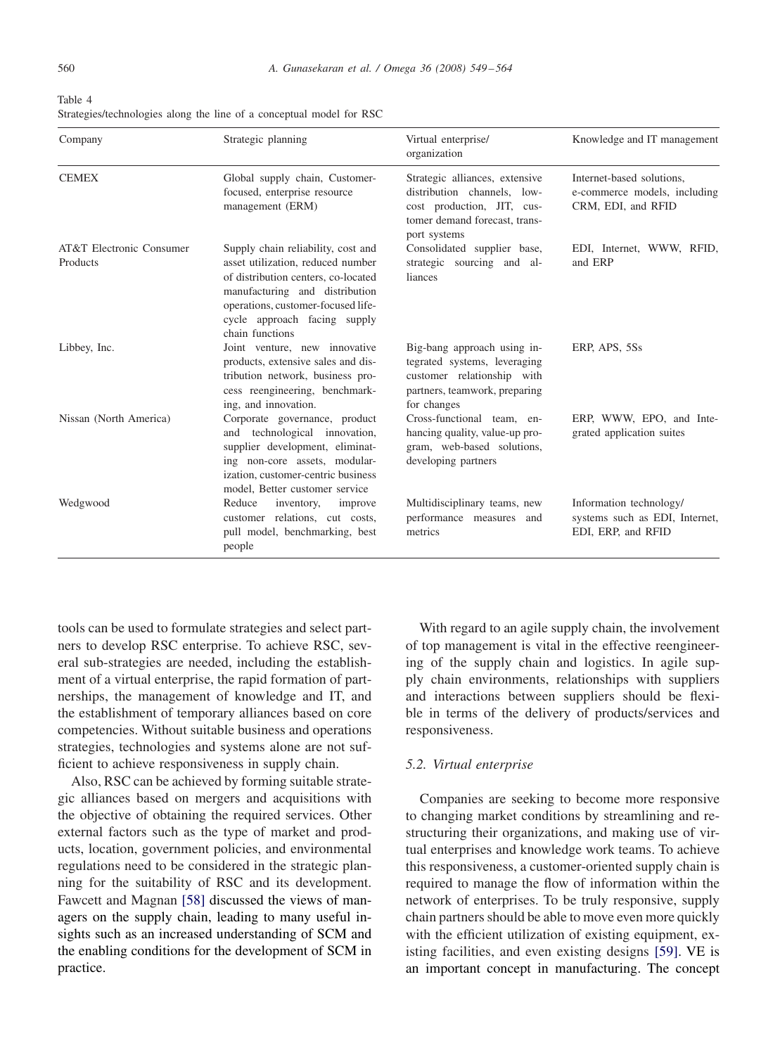Table 4
Strategies/technologies along the line of a conceptual model for RSC

| Company | Strategic planning | Virtual enterprise/ organization | Knowledge and IT management |
|---|---|---|---|
| CEMEX | Global supply chain, Customer-focused, enterprise resource management (ERM) | Strategic alliances, extensive distribution channels, low-cost production, JIT, customer demand forecast, transport systems | Internet-based solutions, e-commerce models, including CRM, EDI, and RFID |
| AT&T Electronic Consumer Products | Supply chain reliability, cost and asset utilization, reduced number of distribution centers, co-located manufacturing and distribution operations, customer-focused life-cycle approach facing supply chain functions | Consolidated supplier base, strategic sourcing and alliances | EDI, Internet, WWW, RFID, and ERP |
| Libbey, Inc. | Joint venture, new innovative products, extensive sales and distribution network, business process reengineering, benchmarking, and innovation. | Big-bang approach using integrated systems, leveraging customer relationship with partners, teamwork, preparing for changes | ERP, APS, 5Ss |
| Nissan (North America) | Corporate governance, product and technological innovation, supplier development, eliminating non-core assets, modularization, customer-centric business model, Better customer service | Cross-functional team, enhancing quality, value-up program, web-based solutions, developing partners | ERP, WWW, EPO, and Integrated application suites |
| Wedgwood | Reduce inventory, improve customer relations, cut costs, pull model, benchmarking, best people | Multidisciplinary teams, new performance measures and metrics | Information technology/ systems such as EDI, Internet, EDI, ERP, and RFID |

tools can be used to formulate strategies and select partners to develop RSC enterprise. To achieve RSC, several sub-strategies are needed, including the establishment of a virtual enterprise, the rapid formation of partnerships, the management of knowledge and IT, and the establishment of temporary alliances based on core competencies. Without suitable business and operations strategies, technologies and systems alone are not sufficient to achieve responsiveness in supply chain.

Also, RSC can be achieved by forming suitable strategic alliances based on mergers and acquisitions with the objective of obtaining the required services. Other external factors such as the type of market and products, location, government policies, and environmental regulations need to be considered in the strategic planning for the suitability of RSC and its development. Fawcett and Magnan [58] discussed the views of managers on the supply chain, leading to many useful insights such as an increased understanding of SCM and the enabling conditions for the development of SCM in practice.

With regard to an agile supply chain, the involvement of top management is vital in the effective reengineering of the supply chain and logistics. In agile supply chain environments, relationships with suppliers and interactions between suppliers should be flexible in terms of the delivery of products/services and responsiveness.

### 5.2. Virtual enterprise

Companies are seeking to become more responsive to changing market conditions by streamlining and restructuring their organizations, and making use of virtual enterprises and knowledge work teams. To achieve this responsiveness, a customer-oriented supply chain is required to manage the flow of information within the network of enterprises. To be truly responsive, supply chain partners should be able to move even more quickly with the efficient utilization of existing equipment, existing facilities, and even existing designs [59]. VE is an important concept in manufacturing. The concept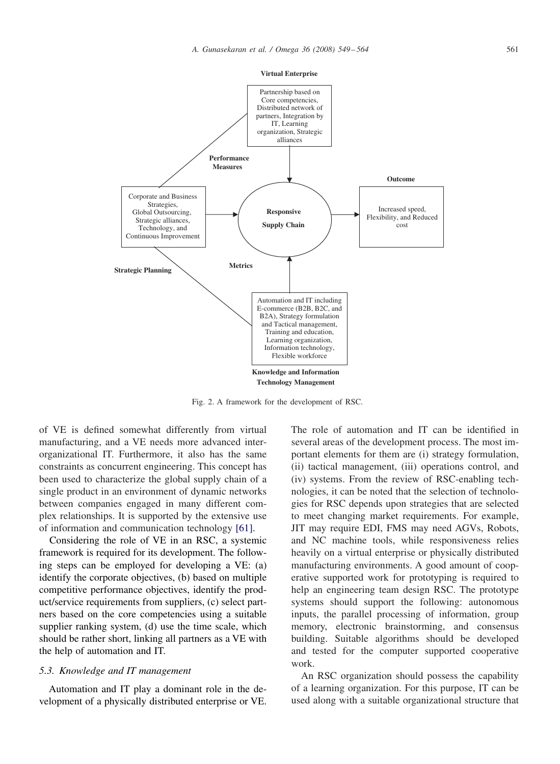Fig. 2. A framework for the development of RSC.

of VE is defined somewhat differently from virtual manufacturing, and a VE needs more advanced inter-organizational IT. Furthermore, it also has the same constraints as concurrent engineering. This concept has been used to characterize the global supply chain of a single product in an environment of dynamic networks between companies engaged in many different complex relationships. It is supported by the extensive use of information and communication technology [61].

Considering the role of VE in an RSC, a systemic framework is required for its development. The following steps can be employed for developing a VE: (a) identify the corporate objectives, (b) based on multiple competitive performance objectives, identify the product/service requirements from suppliers, (c) select partners based on the core competencies using a suitable supplier ranking system, (d) use the time scale, which should be rather short, linking all partners as a VE with the help of automation and IT.

### 5.3. Knowledge and IT management

Automation and IT play a dominant role in the development of a physically distributed enterprise or VE. The role of automation and IT can be identified in several areas of the development process. The most important elements for them are (i) strategy formulation, (ii) tactical management, (iii) operations control, and (iv) systems. From the review of RSC-enabling technologies, it can be noted that the selection of technologies for RSC depends upon strategies that are selected to meet changing market requirements. For example, JIT may require EDI, FMS may need AGVs, Robots, and NC machine tools, while responsiveness relies heavily on a virtual enterprise or physically distributed manufacturing environments. A good amount of cooperative supported work for prototyping is required to help an engineering team design RSC. The prototype systems should support the following: autonomous inputs, the parallel processing of information, group memory, electronic brainstorming, and consensus building. Suitable algorithms should be developed and tested for the computer supported cooperative work.

An RSC organization should possess the capability of a learning organization. For this purpose, IT can be used along with a suitable organizational structure that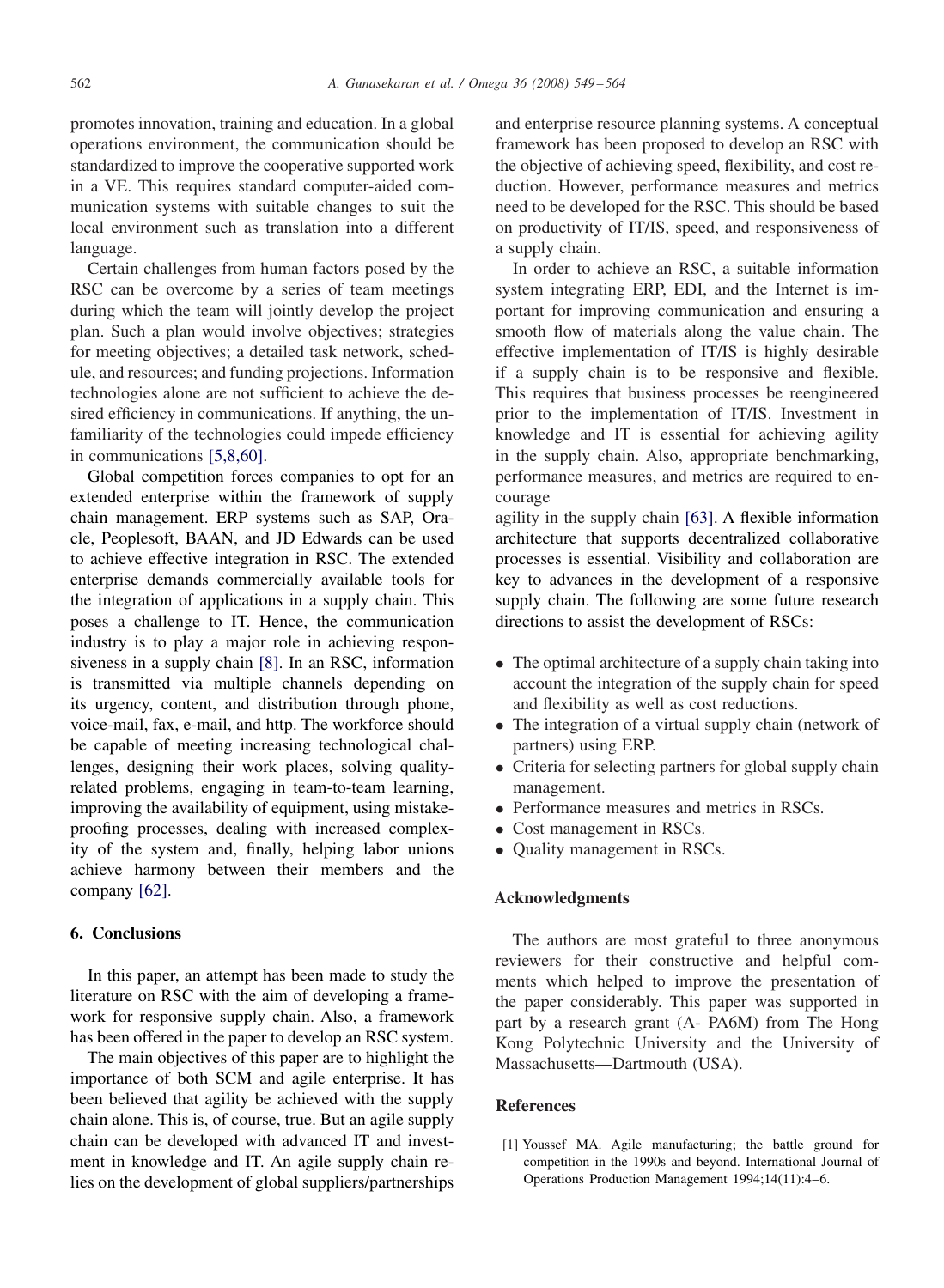promotes innovation, training and education. In a global operations environment, the communication should be standardized to improve the cooperative supported work in a VE. This requires standard computer-aided communication systems with suitable changes to suit the local environment such as translation into a different language.

Certain challenges from human factors posed by the RSC can be overcome by a series of team meetings during which the team will jointly develop the project plan. Such a plan would involve objectives; strategies for meeting objectives; a detailed task network, schedule, and resources; and funding projections. Information technologies alone are not sufficient to achieve the desired efficiency in communications. If anything, the unfamiliarity of the technologies could impede efficiency in communications [5,8,60].

Global competition forces companies to opt for an extended enterprise within the framework of supply chain management. ERP systems such as SAP, Oracle, Peoplesoft, BAAN, and JD Edwards can be used to achieve effective integration in RSC. The extended enterprise demands commercially available tools for the integration of applications in a supply chain. This poses a challenge to IT. Hence, the communication industry is to play a major role in achieving responsiveness in a supply chain [8]. In an RSC, information is transmitted via multiple channels depending on its urgency, content, and distribution through phone, voice-mail, fax, e-mail, and http. The workforce should be capable of meeting increasing technological challenges, designing their work places, solving quality-related problems, engaging in team-to-team learning, improving the availability of equipment, using mistake-proofing processes, dealing with increased complexity of the system and, finally, helping labor unions achieve harmony between their members and the company [62].

## 6. Conclusions

In this paper, an attempt has been made to study the literature on RSC with the aim of developing a framework for responsive supply chain. Also, a framework has been offered in the paper to develop an RSC system.

The main objectives of this paper are to highlight the importance of both SCM and agile enterprise. It has been believed that agility be achieved with the supply chain alone. This is, of course, true. But an agile supply chain can be developed with advanced IT and investment in knowledge and IT. An agile supply chain relies on the development of global suppliers/partnerships and enterprise resource planning systems. A conceptual framework has been proposed to develop an RSC with the objective of achieving speed, flexibility, and cost reduction. However, performance measures and metrics need to be developed for the RSC. This should be based on productivity of IT/IS, speed, and responsiveness of a supply chain.

In order to achieve an RSC, a suitable information system integrating ERP, EDI, and the Internet is important for improving communication and ensuring a smooth flow of materials along the value chain. The effective implementation of IT/IS is highly desirable if a supply chain is to be responsive and flexible. This requires that business processes be reengineered prior to the implementation of IT/IS. Investment in knowledge and IT is essential for achieving agility in the supply chain. Also, appropriate benchmarking, performance measures, and metrics are required to encourage agility in the supply chain [63]. A flexible information architecture that supports decentralized collaborative processes is essential. Visibility and collaboration are key to advances in the development of a responsive supply chain. The following are some future research directions to assist the development of RSCs:

- The optimal architecture of a supply chain taking into account the integration of the supply chain for speed and flexibility as well as cost reductions.
- The integration of a virtual supply chain (network of partners) using ERP.
- Criteria for selecting partners for global supply chain management.
- Performance measures and metrics in RSCs.
- Cost management in RSCs.
- Quality management in RSCs.

## Acknowledgments

The authors are most grateful to three anonymous reviewers for their constructive and helpful comments which helped to improve the presentation of the paper considerably. This paper was supported in part by a research grant (A- PA6M) from The Hong Kong Polytechnic University and the University of Massachusetts—Dartmouth (USA).

## References

[1] Youssef MA. Agile manufacturing; the battle ground for competition in the 1990s and beyond. International Journal of Operations Production Management 1994;14(11):4–6.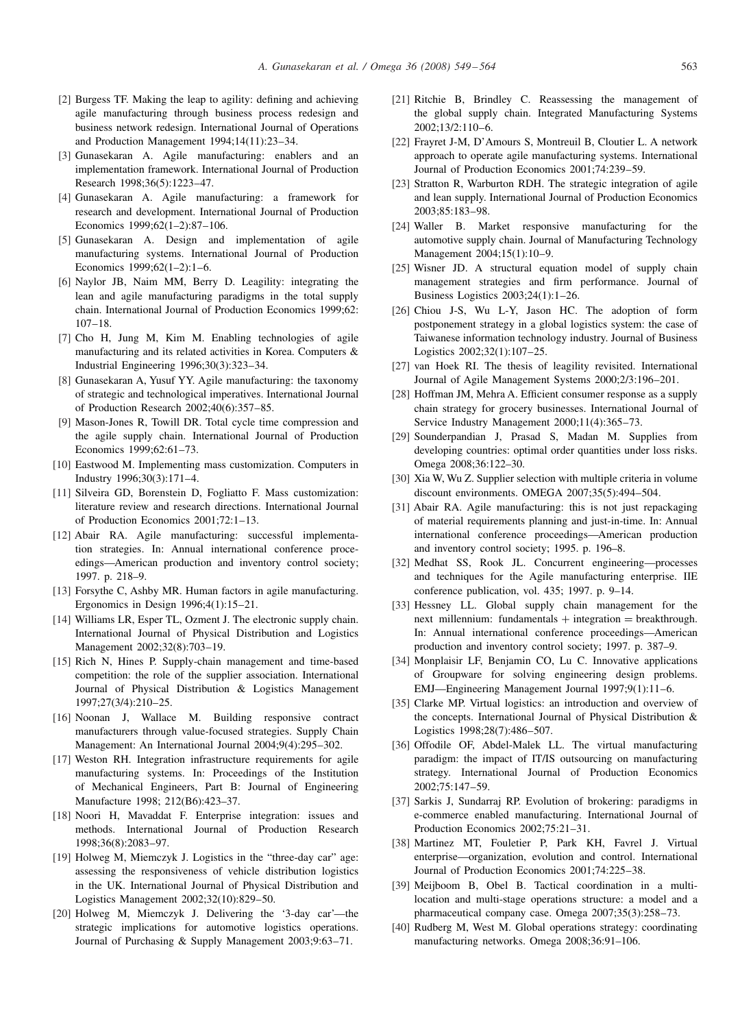[2] Burgess TF. Making the leap to agility: defining and achieving agile manufacturing through business process redesign and business network redesign. International Journal of Operations and Production Management 1994;14(11):23–34.

[3] Gunasekaran A. Agile manufacturing: enablers and an implementation framework. International Journal of Production Research 1998;36(5):1223–47.

[4] Gunasekaran A. Agile manufacturing: a framework for research and development. International Journal of Production Economics 1999;62(1–2):87–106.

[5] Gunasekaran A. Design and implementation of agile manufacturing systems. International Journal of Production Economics 1999;62(1–2):1–6.

[6] Naylor JB, Naim MM, Berry D. Leagility: integrating the lean and agile manufacturing paradigms in the total supply chain. International Journal of Production Economics 1999;62: 107–18.

[7] Cho H, Jung M, Kim M. Enabling technologies of agile manufacturing and its related activities in Korea. Computers & Industrial Engineering 1996;30(3):323–34.

[8] Gunasekaran A, Yusuf YY. Agile manufacturing: the taxonomy of strategic and technological imperatives. International Journal of Production Research 2002;40(6):357–85.

[9] Mason-Jones R, Towill DR. Total cycle time compression and the agile supply chain. International Journal of Production Economics 1999;62:61–73.

[10] Eastwood M. Implementing mass customization. Computers in Industry 1996;30(3):171–4.

[11] Silveira GD, Borenstein D, Fogliatto F. Mass customization: literature review and research directions. International Journal of Production Economics 2001;72:1–13.

[12] Abair RA. Agile manufacturing: successful implementation strategies. In: Annual international conference proceedings—American production and inventory control society; 1997. p. 218–9.

[13] Forsythe C, Ashby MR. Human factors in agile manufacturing. Ergonomics in Design 1996;4(1):15–21.

[14] Williams LR, Esper TL, Ozment J. The electronic supply chain. International Journal of Physical Distribution and Logistics Management 2002;32(8):703–19.

[15] Rich N, Hines P. Supply-chain management and time-based competition: the role of the supplier association. International Journal of Physical Distribution & Logistics Management 1997;27(3/4):210–25.

[16] Noonan J, Wallace M. Building responsive contract manufacturers through value-focused strategies. Supply Chain Management: An International Journal 2004;9(4):295–302.

[17] Weston RH. Integration infrastructure requirements for agile manufacturing systems. In: Proceedings of the Institution of Mechanical Engineers, Part B: Journal of Engineering Manufacture 1998; 212(B6):423–37.

[18] Noori H, Mavaddat F. Enterprise integration: issues and methods. International Journal of Production Research 1998;36(8):2083–97.

[19] Holweg M, Miemczyk J. Logistics in the "three-day car" age: assessing the responsiveness of vehicle distribution logistics in the UK. International Journal of Physical Distribution and Logistics Management 2002;32(10):829–50.

[20] Holweg M, Miemczyk J. Delivering the '3-day car'—the strategic implications for automotive logistics operations. Journal of Purchasing & Supply Management 2003;9:63–71.

[21] Ritchie B, Brindley C. Reassessing the management of the global supply chain. Integrated Manufacturing Systems 2002;13/2:110–6.

[22] Frayret J-M, D'Amours S, Montreuil B, Cloutier L. A network approach to operate agile manufacturing systems. International Journal of Production Economics 2001;74:239–59.

[23] Stratton R, Warburton RDH. The strategic integration of agile and lean supply. International Journal of Production Economics 2003;85:183–98.

[24] Waller B. Market responsive manufacturing for the automotive supply chain. Journal of Manufacturing Technology Management 2004;15(1):10–9.

[25] Wisner JD. A structural equation model of supply chain management strategies and firm performance. Journal of Business Logistics 2003;24(1):1–26.

[26] Chiou J-S, Wu L-Y, Jason HC. The adoption of form postponement strategy in a global logistics system: the case of Taiwanese information technology industry. Journal of Business Logistics 2002;32(1):107–25.

[27] van Hoek RI. The thesis of leagility revisited. International Journal of Agile Management Systems 2000;2/3:196–201.

[28] Hoffman JM, Mehra A. Efficient consumer response as a supply chain strategy for grocery businesses. International Journal of Service Industry Management 2000;11(4):365–73.

[29] Sounderpandian J, Prasad S, Madan M. Supplies from developing countries: optimal order quantities under loss risks. Omega 2008;36:122–30.

[30] Xia W, Wu Z. Supplier selection with multiple criteria in volume discount environments. OMEGA 2007;35(5):494–504.

[31] Abair RA. Agile manufacturing: this is not just repackaging of material requirements planning and just-in-time. In: Annual international conference proceedings—American production and inventory control society; 1995. p. 196–8.

[32] Medhat SS, Rook JL. Concurrent engineering—processes and techniques for the Agile manufacturing enterprise. IIE conference publication, vol. 435; 1997. p. 9–14.

[33] Hessney LL. Global supply chain management for the next millennium: fundamentals + integration = breakthrough. In: Annual international conference proceedings—American production and inventory control society; 1997. p. 387–9.

[34] Monplaisir LF, Benjamin CO, Lu C. Innovative applications of Groupware for solving engineering design problems. EMJ—Engineering Management Journal 1997;9(1):11–6.

[35] Clarke MP. Virtual logistics: an introduction and overview of the concepts. International Journal of Physical Distribution & Logistics 1998;28(7):486–507.

[36] Offodile OF, Abdel-Malek LL. The virtual manufacturing paradigm: the impact of IT/IS outsourcing on manufacturing strategy. International Journal of Production Economics 2002;75:147–59.

[37] Sarkis J, Sundarraj RP. Evolution of brokering: paradigms in e-commerce enabled manufacturing. International Journal of Production Economics 2002;75:21–31.

[38] Martinez MT, Fouletier P, Park KH, Favrel J. Virtual enterprise—organization, evolution and control. International Journal of Production Economics 2001;74:225–38.

[39] Meijboom B, Obel B. Tactical coordination in a multi-location and multi-stage operations structure: a model and a pharmaceutical company case. Omega 2007;35(3):258–73.

[40] Rudberg M, West M. Global operations strategy: coordinating manufacturing networks. Omega 2008;36:91–106.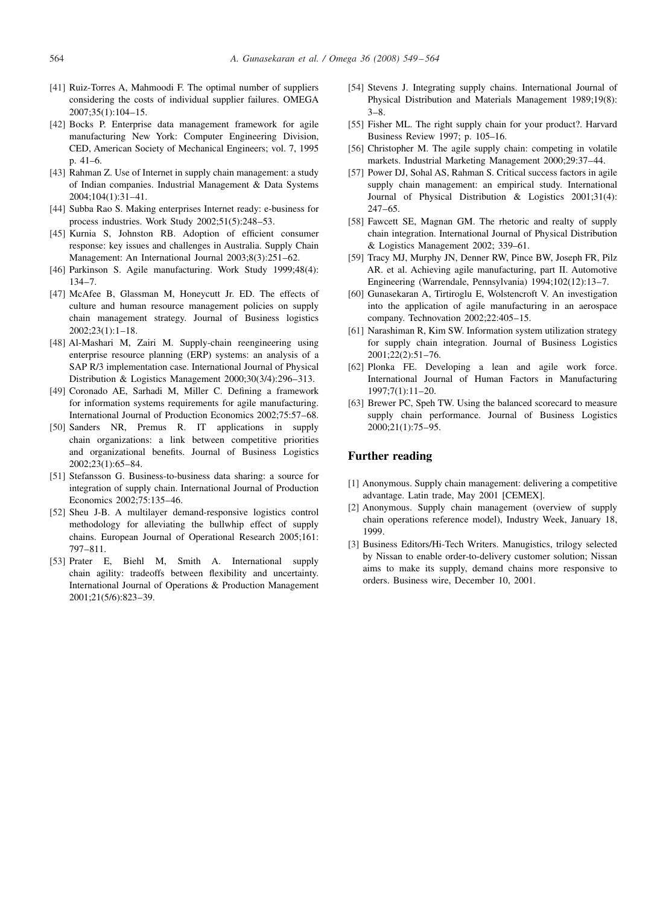[41] Ruiz-Torres A, Mahmoodi F. The optimal number of suppliers considering the costs of individual supplier failures. OMEGA 2007;35(1):104–15.

[42] Bocks P. Enterprise data management framework for agile manufacturing New York: Computer Engineering Division, CED, American Society of Mechanical Engineers; vol. 7, 1995 p. 41–6.

[43] Rahman Z. Use of Internet in supply chain management: a study of Indian companies. Industrial Management & Data Systems 2004;104(1):31–41.

[44] Subba Rao S. Making enterprises Internet ready: e-business for process industries. Work Study 2002;51(5):248–53.

[45] Kurnia S, Johnston RB. Adoption of efficient consumer response: key issues and challenges in Australia. Supply Chain Management: An International Journal 2003;8(3):251–62.

[46] Parkinson S. Agile manufacturing. Work Study 1999;48(4): 134–7.

[47] McAfee B, Glassman M, Honeycutt Jr. ED. The effects of culture and human resource management policies on supply chain management strategy. Journal of Business logistics 2002;23(1):1–18.

[48] Al-Mashari M, Zairi M. Supply-chain reengineering using enterprise resource planning (ERP) systems: an analysis of a SAP R/3 implementation case. International Journal of Physical Distribution & Logistics Management 2000;30(3/4):296–313.

[49] Coronado AE, Sarhadi M, Miller C. Defining a framework for information systems requirements for agile manufacturing. International Journal of Production Economics 2002;75:57–68.

[50] Sanders NR, Premus R. IT applications in supply chain organizations: a link between competitive priorities and organizational benefits. Journal of Business Logistics 2002;23(1):65–84.

[51] Stefansson G. Business-to-business data sharing: a source for integration of supply chain. International Journal of Production Economics 2002;75:135–46.

[52] Sheu J-B. A multilayer demand-responsive logistics control methodology for alleviating the bullwhip effect of supply chains. European Journal of Operational Research 2005;161: 797–811.

[53] Prater E, Biehl M, Smith A. International supply chain agility: tradeoffs between flexibility and uncertainty. International Journal of Operations & Production Management 2001;21(5/6):823–39.

[54] Stevens J. Integrating supply chains. International Journal of Physical Distribution and Materials Management 1989;19(8): 3–8.

[55] Fisher ML. The right supply chain for your product?. Harvard Business Review 1997; p. 105–16.

[56] Christopher M. The agile supply chain: competing in volatile markets. Industrial Marketing Management 2000;29:37–44.

[57] Power DJ, Sohal AS, Rahman S. Critical success factors in agile supply chain management: an empirical study. International Journal of Physical Distribution & Logistics 2001;31(4): 247–65.

[58] Fawcett SE, Magnan GM. The rhetoric and realty of supply chain integration. International Journal of Physical Distribution & Logistics Management 2002; 339–61.

[59] Tracy MJ, Murphy JN, Denner RW, Pince BW, Joseph FR, Pilz AR. et al. Achieving agile manufacturing, part II. Automotive Engineering (Warrendale, Pennsylvania) 1994;102(12):13–7.

[60] Gunasekaran A, Tirtiroglu E, Wolstencroft V. An investigation into the application of agile manufacturing in an aerospace company. Technovation 2002;22:405–15.

[61] Narashiman R, Kim SW. Information system utilization strategy for supply chain integration. Journal of Business Logistics 2001;22(2):51–76.

[62] Plonka FE. Developing a lean and agile work force. International Journal of Human Factors in Manufacturing 1997;7(1):11–20.

[63] Brewer PC, Speh TW. Using the balanced scorecard to measure supply chain performance. Journal of Business Logistics 2000;21(1):75–95.

## Further reading

[1] Anonymous. Supply chain management: delivering a competitive advantage. Latin trade, May 2001 [CEMEX].

[2] Anonymous. Supply chain management (overview of supply chain operations reference model), Industry Week, January 18, 1999.

[3] Business Editors/Hi-Tech Writers. Manugistics, trilogy selected by Nissan to enable order-to-delivery customer solution; Nissan aims to make its supply, demand chains more responsive to orders. Business wire, December 10, 2001.